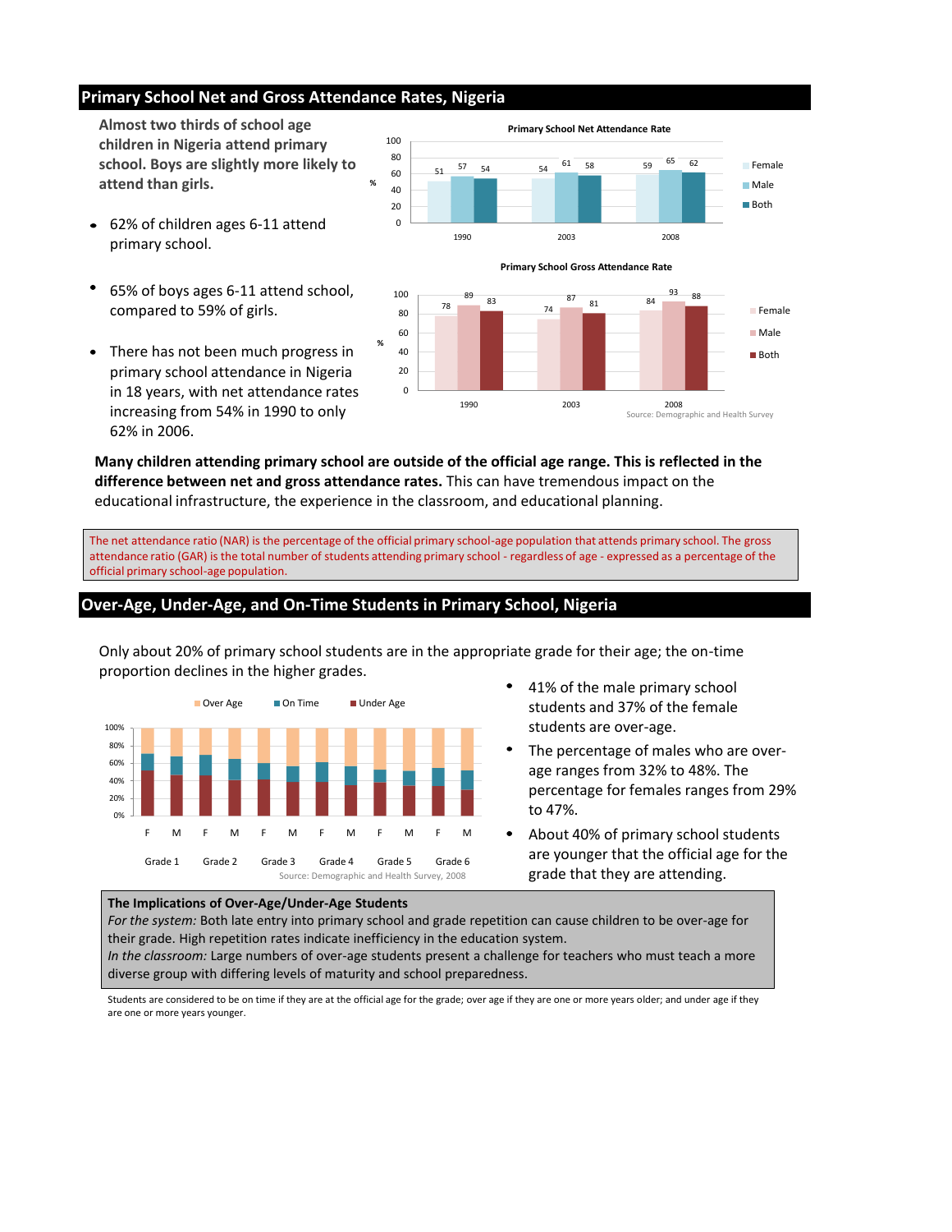## Primary School Net and Gross Attendance Rates, Nigeria

**Almost two thirds of school age children in Nigeria attend primary school. Boys are slightly more likely to attend than girls.**

- 62% of children ages 6-11 attend primary school.
- 65% of boys ages 6-11 attend school, compared to 59% of girls.
- There has not been much progress in primary school attendance in Nigeria in 18 years, with net attendance rates increasing from 54% in 1990 to only 62% in 2006.

**Primary School Net Attendance Rate**

| % | Female | Male | Both |
|---|---|---|---|
| 1990 | 51 | 57 | 54 |
| 2003 | 54 | 61 | 58 |
| 2008 | 59 | 65 | 62 |

**Primary School Gross Attendance Rate**

| % | Female | Male | Both |
|---|---|---|---|
| 1990 | 78 | 89 | 83 |
| 2003 | 74 | 87 | 81 |
| 2008 | 84 | 93 | 88 |

Source: Demographic and Health Survey

**Many children attending primary school are outside of the official age range. This is reflected in the difference between net and gross attendance rates.** This can have tremendous impact on the educational infrastructure, the experience in the classroom, and educational planning.

The net attendance ratio (NAR) is the percentage of the official primary school-age population that attends primary school. The gross attendance ratio (GAR) is the total number of students attending primary school - regardless of age - expressed as a percentage of the official primary school-age population.

## Over-Age, Under-Age, and On-Time Students in Primary School, Nigeria

Only about 20% of primary school students are in the appropriate grade for their age; the on-time proportion declines in the higher grades.

Over Age | On Time | Under Age

F M — Grade 1, Grade 2, Grade 3, Grade 4, Grade 5, Grade 6

Source: Demographic and Health Survey, 2008

- 41% of the male primary school students and 37% of the female students are over-age.
- The percentage of males who are over-age ranges from 32% to 48%. The percentage for females ranges from 29% to 47%.
- About 40% of primary school students are younger that the official age for the grade that they are attending.

**The Implications of Over-Age/Under-Age Students**

*For the system:* Both late entry into primary school and grade repetition can cause children to be over-age for their grade. High repetition rates indicate inefficiency in the education system.

*In the classroom:* Large numbers of over-age students present a challenge for teachers who must teach a more diverse group with differing levels of maturity and school preparedness.

Students are considered to be on time if they are at the official age for the grade; over age if they are one or more years older; and under age if they are one or more years younger.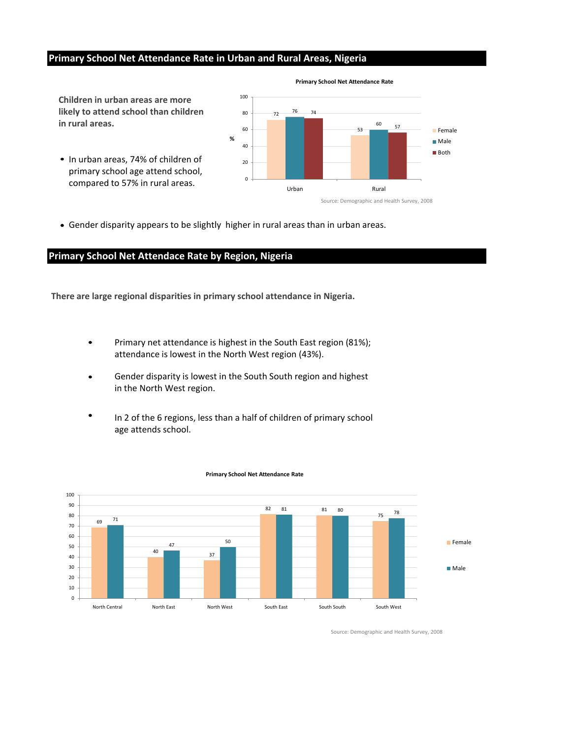## Primary School Net Attendance Rate in Urban and Rural Areas, Nigeria

**Children in urban areas are more likely to attend school than children in rural areas.**

- In urban areas, 74% of children of primary school age attend school, compared to 57% in rural areas.

**Primary School Net Attendance Rate**

| | Female | Male | Both |
|---|---|---|---|
| Urban | 72 | 76 | 74 |
| Rural | 53 | 60 | 57 |

Source: Demographic and Health Survey, 2008

- Gender disparity appears to be slightly higher in rural areas than in urban areas.

## Primary School Net Attedace Rate by Region, Nigeria

**There are large regional disparities in primary school attendance in Nigeria.**

- Primary net attendance is highest in the South East region (81%); attendance is lowest in the North West region (43%).
- Gender disparity is lowest in the South South region and highest in the North West region.
- In 2 of the 6 regions, less than a half of children of primary school age attends school.

**Primary School Net Attendance Rate**

| | Female | Male |
|---|---|---|
| North Central | 69 | 71 |
| North East | 40 | 47 |
| North West | 37 | 50 |
| South East | 82 | 81 |
| South South | 81 | 80 |
| South West | 75 | 78 |

Source: Demographic and Health Survey, 2008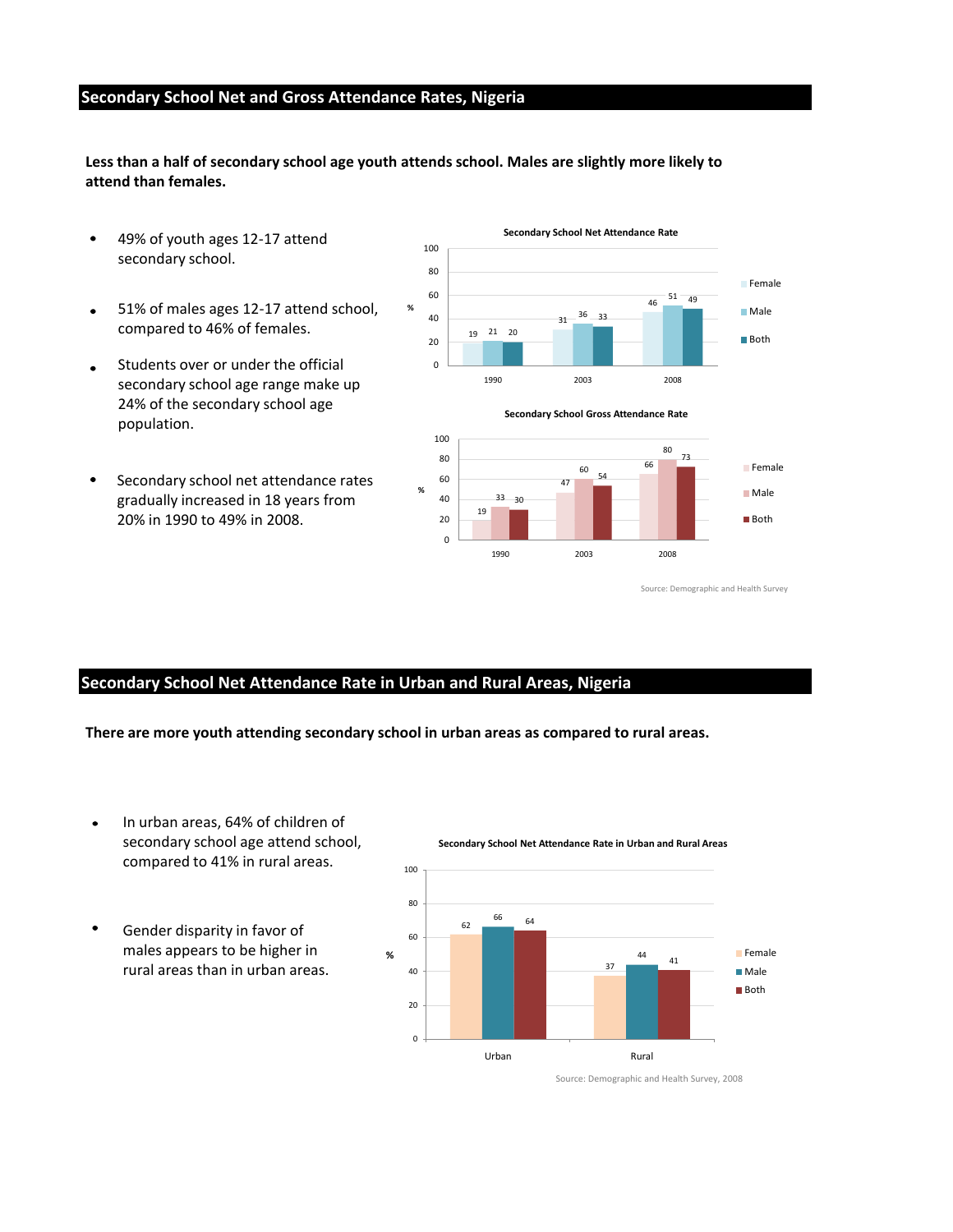## Secondary School Net and Gross Attendance Rates, Nigeria

**Less than a half of secondary school age youth attends school. Males are slightly more likely to attend than females.**

- 49% of youth ages 12-17 attend secondary school.
- 51% of males ages 12-17 attend school, compared to 46% of females.
- Students over or under the official secondary school age range make up 24% of the secondary school age population.
- Secondary school net attendance rates gradually increased in 18 years from 20% in 1990 to 49% in 2008.

**Secondary School Net Attendance Rate**

| % | Female | Male | Both |
|---|---|---|---|
| 1990 | 19 | 21 | 20 |
| 2003 | 31 | 36 | 33 |
| 2008 | 46 | 51 | 49 |

**Secondary School Gross Attendance Rate**

| % | Female | Male | Both |
|---|---|---|---|
| 1990 | 19 | 33 | 30 |
| 2003 | 47 | 60 | 54 |
| 2008 | 66 | 80 | 73 |

Source: Demographic and Health Survey

## Secondary School Net Attendance Rate in Urban and Rural Areas, Nigeria

**There are more youth attending secondary school in urban areas as compared to rural areas.**

- In urban areas, 64% of children of secondary school age attend school, compared to 41% in rural areas.
- Gender disparity in favor of males appears to be higher in rural areas than in urban areas.

**Secondary School Net Attendance Rate in Urban and Rural Areas**

| % | Female | Male | Both |
|---|---|---|---|
| Urban | 62 | 66 | 64 |
| Rural | 37 | 44 | 41 |

Source: Demographic and Health Survey, 2008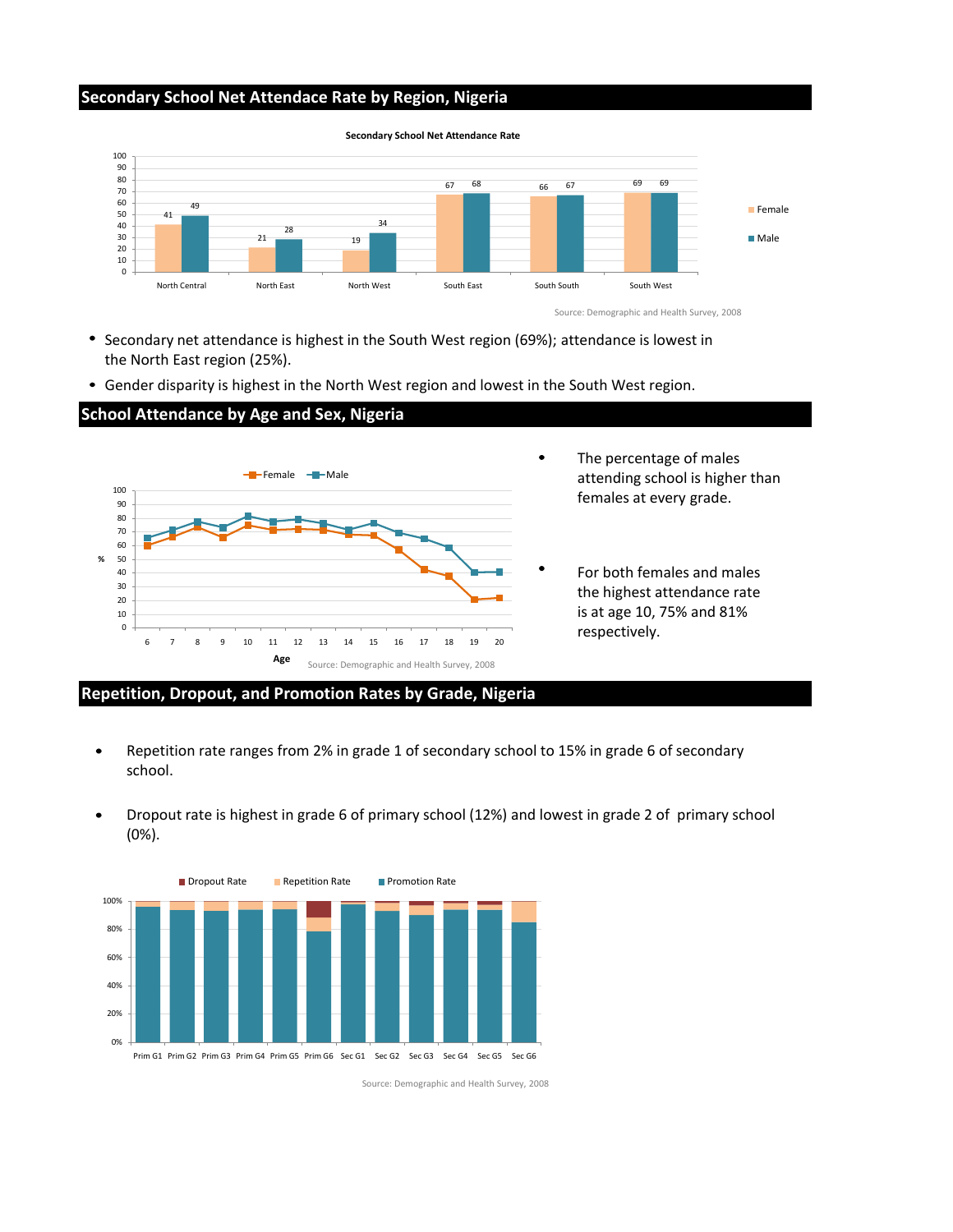## Secondary School Net Attedance Rate by Region, Nigeria

**Secondary School Net Attendance Rate**

| Region | Female | Male |
|---|---|---|
| North Central | 41 | 49 |
| North East | 21 | 28 |
| North West | 19 | 34 |
| South East | 67 | 68 |
| South South | 66 | 67 |
| South West | 69 | 69 |

Source: Demographic and Health Survey, 2008

- Secondary net attendance is highest in the South West region (69%); attendance is lowest in the North East region (25%).
- Gender disparity is highest in the North West region and lowest in the South West region.

## School Attendance by Age and Sex, Nigeria

Source: Demographic and Health Survey, 2008

- The percentage of males attending school is higher than females at every grade.
- For both females and males the highest attendance rate is at age 10, 75% and 81% respectively.

## Repetition, Dropout, and Promotion Rates by Grade, Nigeria

- Repetition rate ranges from 2% in grade 1 of secondary school to 15% in grade 6 of secondary school.
- Dropout rate is highest in grade 6 of primary school (12%) and lowest in grade 2 of primary school (0%).

Source: Demographic and Health Survey, 2008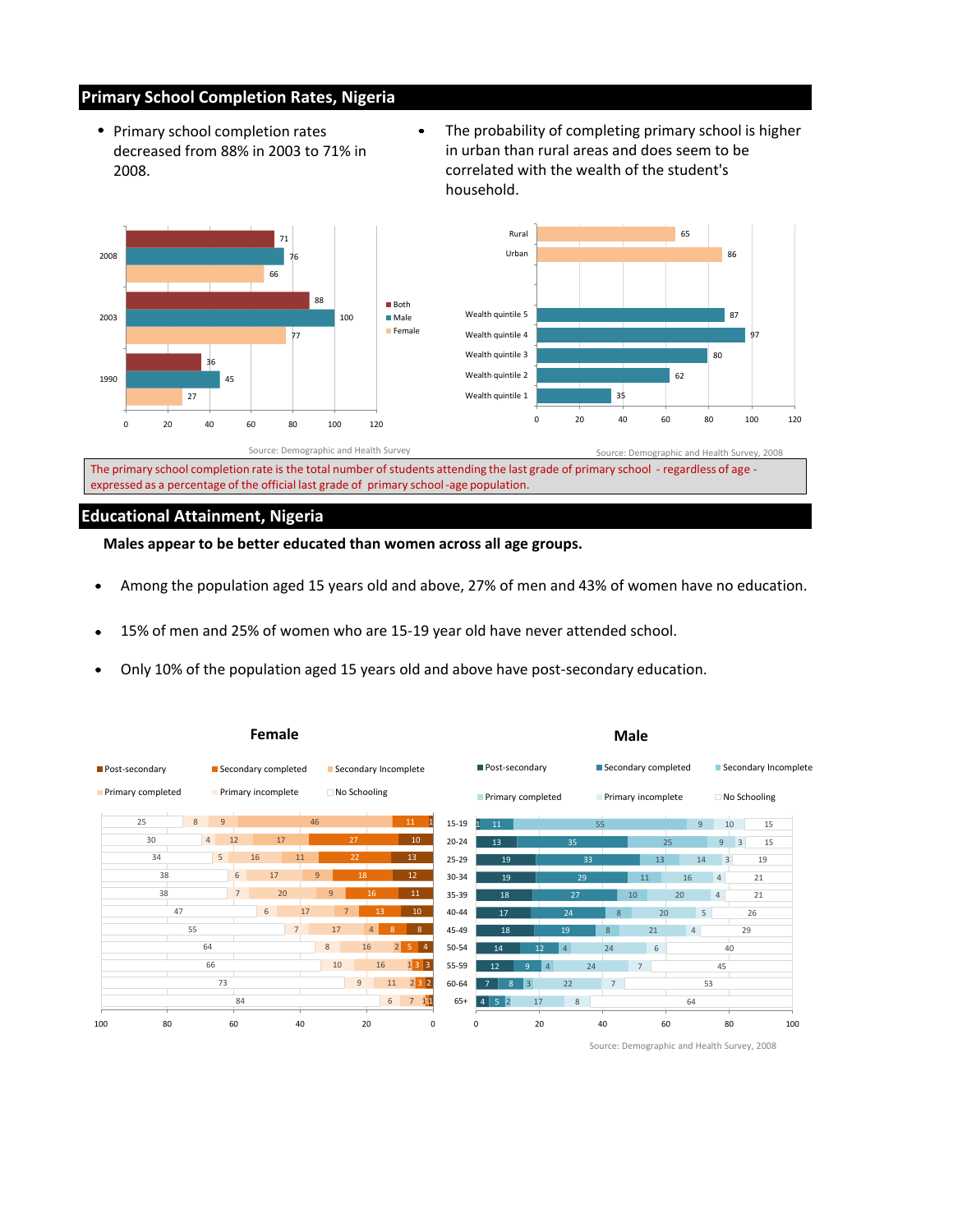## Primary School Completion Rates, Nigeria

- Primary school completion rates decreased from 88% in 2003 to 71% in 2008.
- The probability of completing primary school is higher in urban than rural areas and does seem to be correlated with the wealth of the student's household.

| Year | Both | Male | Female |
|---|---|---|---|
| 2008 | 71 | 76 | 66 |
| 2003 | 88 | 100 | 77 |
| 1990 | 36 | 45 | 27 |

Source: Demographic and Health Survey

| Category | Completion rate |
|---|---|
| Rural | 65 |
| Urban | 86 |
| Wealth quintile 5 | 87 |
| Wealth quintile 4 | 97 |
| Wealth quintile 3 | 80 |
| Wealth quintile 2 | 62 |
| Wealth quintile 1 | 35 |

Source: Demographic and Health Survey, 2008

The primary school completion rate is the total number of students attending the last grade of primary school - regardless of age - expressed as a percentage of the official last grade of primary school -age population.

## Educational Attainment, Nigeria

**Males appear to be better educated than women across all age groups.**

- Among the population aged 15 years old and above, 27% of men and 43% of women have no education.
- 15% of men and 25% of women who are 15-19 year old have never attended school.
- Only 10% of the population aged 15 years old and above have post-secondary education.

**Female**

| Age | No Schooling | Primary incomplete | Primary completed | Secondary Incomplete | Secondary completed | Post-secondary |
|---|---|---|---|---|---|---|
| 15-19 | 25 | 8 | 9 | 46 | 11 | 1 |
| 20-24 | 30 | 4 | 12 | 17 | 27 | 10 |
| 25-29 | 34 | 5 | 16 | 11 | 22 | 13 |
| 30-34 | 38 | 6 | 17 | 9 | 18 | 12 |
| 35-39 | 38 | 7 | 20 | 9 | 16 | 11 |
| 40-44 | 47 | 6 | 17 | 7 | 13 | 10 |
| 45-49 | 55 | 7 | 17 | 4 | 8 | 8 |
| 50-54 | 64 | 8 | 16 | 2 | 5 | 4 |
| 55-59 | 66 | 10 | 16 | 1 | 3 | 3 |
| 60-64 | 73 | 9 | 11 | 2 | 3 | 2 |
| 65+ | 84 | 6 | 7 | 1 | 1 | |

**Male**

| Age | Post-secondary | Secondary completed | Secondary Incomplete | Primary completed | Primary incomplete | No Schooling |
|---|---|---|---|---|---|---|
| 15-19 | 1 | 11 | 55 | 9 | 10 | 15 |
| 20-24 | 13 | 35 | 25 | 9 | 3 | 15 |
| 25-29 | 19 | 33 | 13 | 14 | 3 | 19 |
| 30-34 | 19 | 29 | 11 | 16 | 4 | 21 |
| 35-39 | 18 | 27 | 10 | 20 | 4 | 21 |
| 40-44 | 17 | 24 | 8 | 20 | 5 | 26 |
| 45-49 | 18 | 19 | 8 | 21 | 4 | 29 |
| 50-54 | 14 | 12 | 4 | 24 | 6 | 40 |
| 55-59 | 12 | 9 | 4 | 24 | 7 | 45 |
| 60-64 | 7 | 8 | 3 | 22 | 7 | 53 |
| 65+ | 4 | 5 | 2 | 17 | 8 | 64 |

Source: Demographic and Health Survey, 2008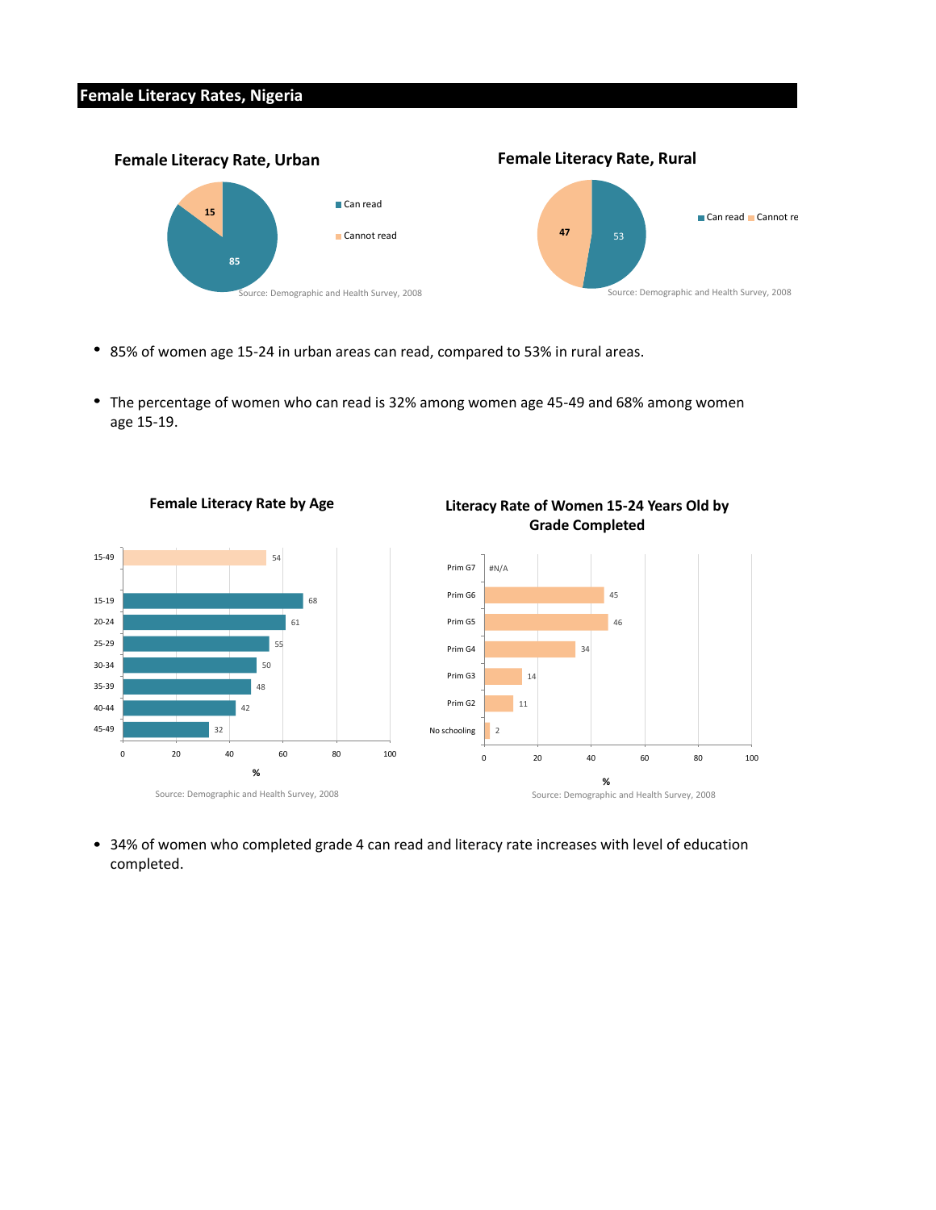# Female Literacy Rates, Nigeria

**Female Literacy Rate, Urban**

15

85

Can read

Cannot read

Source: Demographic and Health Survey, 2008

**Female Literacy Rate, Rural**

47

53

Can read Cannot re

Source: Demographic and Health Survey, 2008

- 85% of women age 15-24 in urban areas can read, compared to 53% in rural areas.
- The percentage of women who can read is 32% among women age 45-49 and 68% among women age 15-19.

**Female Literacy Rate by Age**

15-49 54

15-19 68

20-24 61

25-29 55

30-34 50

35-39 48

40-44 42

45-49 32

0 20 40 60 80 100

%

Source: Demographic and Health Survey, 2008

**Literacy Rate of Women 15-24 Years Old by Grade Completed**

Prim G7 #N/A

Prim G6 45

Prim G5 46

Prim G4 34

Prim G3 14

Prim G2 11

No schooling 2

0 20 40 60 80 100

%

Source: Demographic and Health Survey, 2008

- 34% of women who completed grade 4 can read and literacy rate increases with level of education completed.